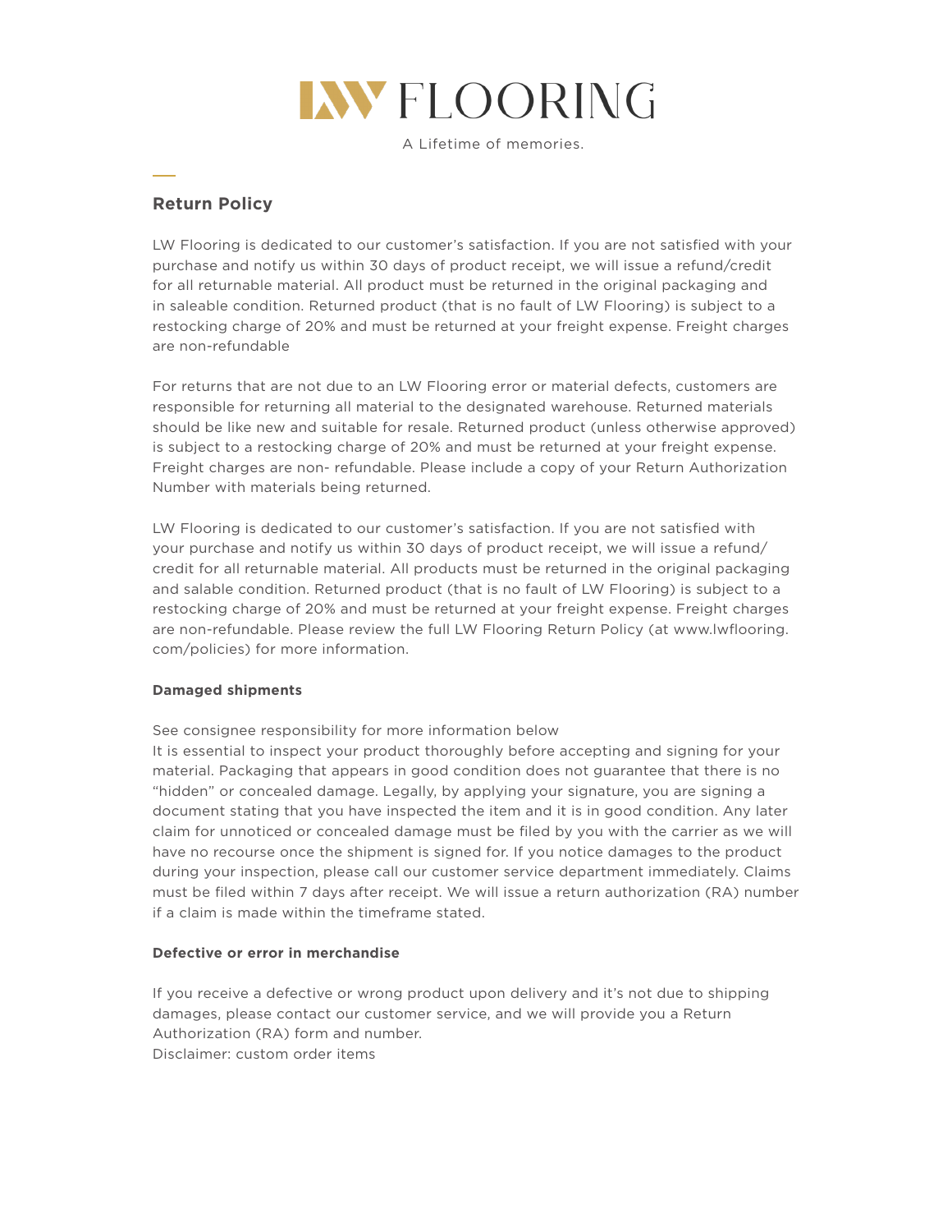# LW FLOORING

A Lifetime of memories.

## Return Policy

LW Flooring is dedicated to our customer's satisfaction. If you are not satisfied with your purchase and notify us within 30 days of product receipt, we will issue a refund/credit for all returnable material. All product must be returned in the original packaging and in saleable condition. Returned product (that is no fault of LW Flooring) is subject to a restocking charge of 20% and must be returned at your freight expense. Freight charges are non-refundable

For returns that are not due to an LW Flooring error or material defects, customers are responsible for returning all material to the designated warehouse. Returned materials should be like new and suitable for resale. Returned product (unless otherwise approved) is subject to a restocking charge of 20% and must be returned at your freight expense. Freight charges are non- refundable. Please include a copy of your Return Authorization Number with materials being returned.

LW Flooring is dedicated to our customer's satisfaction. If you are not satisfied with your purchase and notify us within 30 days of product receipt, we will issue a refund/credit for all returnable material. All products must be returned in the original packaging and salable condition. Returned product (that is no fault of LW Flooring) is subject to a restocking charge of 20% and must be returned at your freight expense. Freight charges are non-refundable. Please review the full LW Flooring Return Policy (at www.lwflooring.com/policies) for more information.

**Damaged shipments**

See consignee responsibility for more information below
It is essential to inspect your product thoroughly before accepting and signing for your material. Packaging that appears in good condition does not guarantee that there is no "hidden" or concealed damage. Legally, by applying your signature, you are signing a document stating that you have inspected the item and it is in good condition. Any later claim for unnoticed or concealed damage must be filed by you with the carrier as we will have no recourse once the shipment is signed for. If you notice damages to the product during your inspection, please call our customer service department immediately. Claims must be filed within 7 days after receipt. We will issue a return authorization (RA) number if a claim is made within the timeframe stated.

**Defective or error in merchandise**

If you receive a defective or wrong product upon delivery and it's not due to shipping damages, please contact our customer service, and we will provide you a Return Authorization (RA) form and number.
Disclaimer: custom order items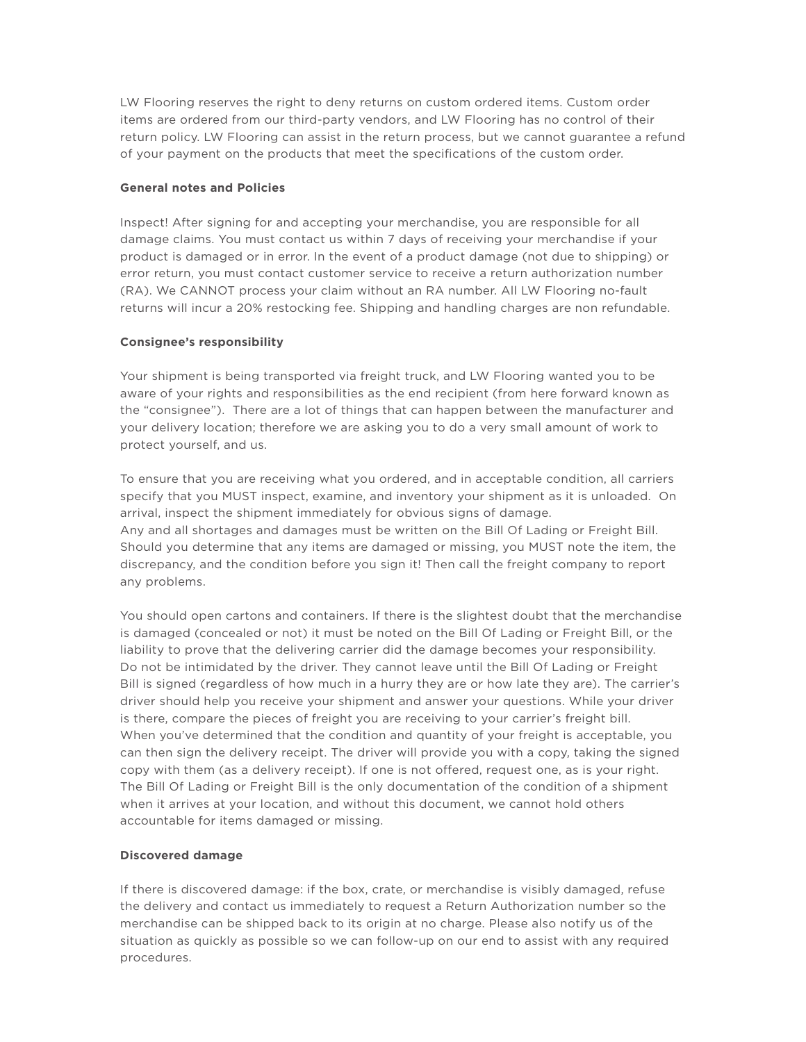LW Flooring reserves the right to deny returns on custom ordered items. Custom order items are ordered from our third-party vendors, and LW Flooring has no control of their return policy. LW Flooring can assist in the return process, but we cannot guarantee a refund of your payment on the products that meet the specifications of the custom order.

**General notes and Policies**

Inspect! After signing for and accepting your merchandise, you are responsible for all damage claims. You must contact us within 7 days of receiving your merchandise if your product is damaged or in error. In the event of a product damage (not due to shipping) or error return, you must contact customer service to receive a return authorization number (RA). We CANNOT process your claim without an RA number. All LW Flooring no-fault returns will incur a 20% restocking fee. Shipping and handling charges are non refundable.

**Consignee's responsibility**

Your shipment is being transported via freight truck, and LW Flooring wanted you to be aware of your rights and responsibilities as the end recipient (from here forward known as the "consignee"). There are a lot of things that can happen between the manufacturer and your delivery location; therefore we are asking you to do a very small amount of work to protect yourself, and us.

To ensure that you are receiving what you ordered, and in acceptable condition, all carriers specify that you MUST inspect, examine, and inventory your shipment as it is unloaded. On arrival, inspect the shipment immediately for obvious signs of damage.
Any and all shortages and damages must be written on the Bill Of Lading or Freight Bill. Should you determine that any items are damaged or missing, you MUST note the item, the discrepancy, and the condition before you sign it! Then call the freight company to report any problems.

You should open cartons and containers. If there is the slightest doubt that the merchandise is damaged (concealed or not) it must be noted on the Bill Of Lading or Freight Bill, or the liability to prove that the delivering carrier did the damage becomes your responsibility.
Do not be intimidated by the driver. They cannot leave until the Bill Of Lading or Freight Bill is signed (regardless of how much in a hurry they are or how late they are). The carrier's driver should help you receive your shipment and answer your questions. While your driver is there, compare the pieces of freight you are receiving to your carrier's freight bill.
When you've determined that the condition and quantity of your freight is acceptable, you can then sign the delivery receipt. The driver will provide you with a copy, taking the signed copy with them (as a delivery receipt). If one is not offered, request one, as is your right.
The Bill Of Lading or Freight Bill is the only documentation of the condition of a shipment when it arrives at your location, and without this document, we cannot hold others accountable for items damaged or missing.

**Discovered damage**

If there is discovered damage: if the box, crate, or merchandise is visibly damaged, refuse the delivery and contact us immediately to request a Return Authorization number so the merchandise can be shipped back to its origin at no charge. Please also notify us of the situation as quickly as possible so we can follow-up on our end to assist with any required procedures.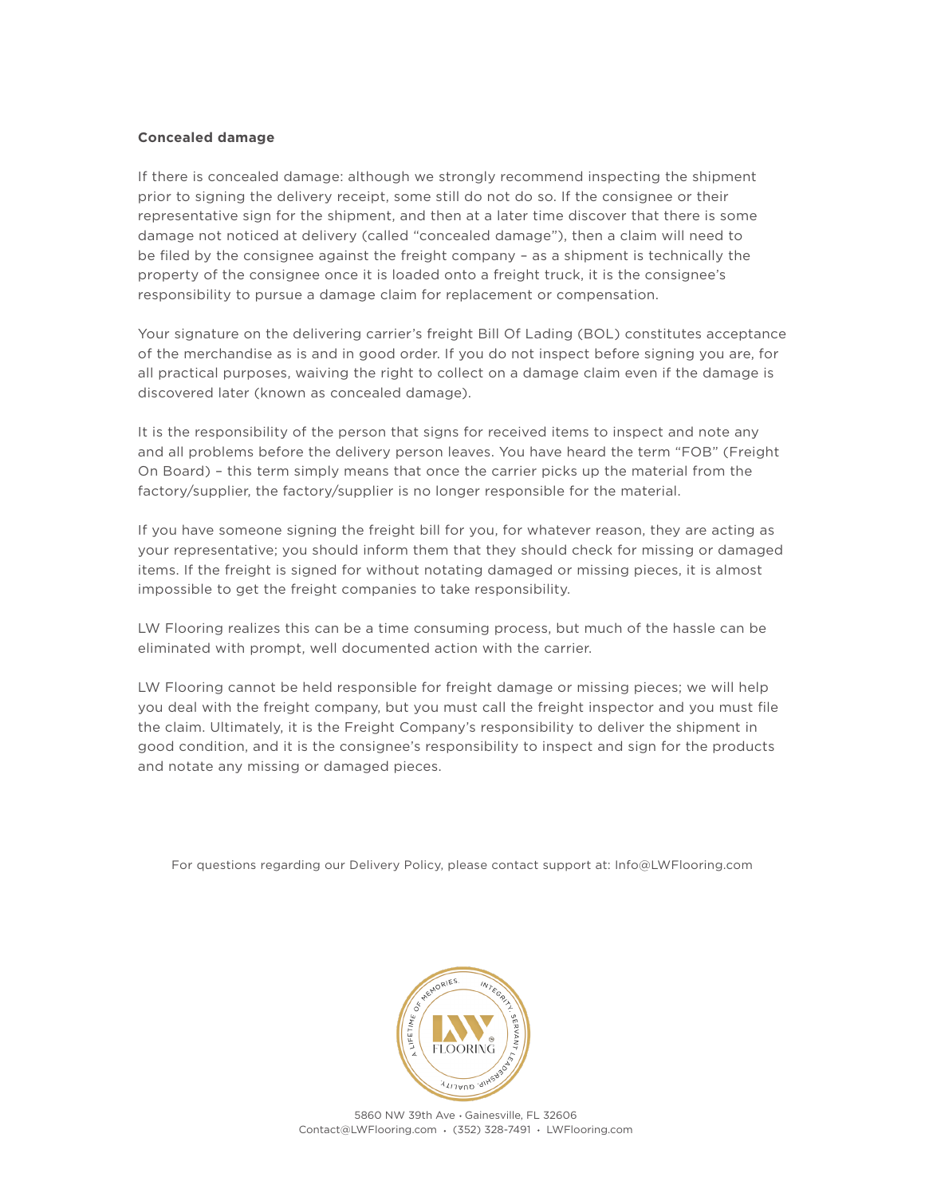**Concealed damage**

If there is concealed damage: although we strongly recommend inspecting the shipment prior to signing the delivery receipt, some still do not do so. If the consignee or their representative sign for the shipment, and then at a later time discover that there is some damage not noticed at delivery (called "concealed damage"), then a claim will need to be filed by the consignee against the freight company – as a shipment is technically the property of the consignee once it is loaded onto a freight truck, it is the consignee's responsibility to pursue a damage claim for replacement or compensation.

Your signature on the delivering carrier's freight Bill Of Lading (BOL) constitutes acceptance of the merchandise as is and in good order. If you do not inspect before signing you are, for all practical purposes, waiving the right to collect on a damage claim even if the damage is discovered later (known as concealed damage).

It is the responsibility of the person that signs for received items to inspect and note any and all problems before the delivery person leaves. You have heard the term "FOB" (Freight On Board) – this term simply means that once the carrier picks up the material from the factory/supplier, the factory/supplier is no longer responsible for the material.

If you have someone signing the freight bill for you, for whatever reason, they are acting as your representative; you should inform them that they should check for missing or damaged items. If the freight is signed for without notating damaged or missing pieces, it is almost impossible to get the freight companies to take responsibility.

LW Flooring realizes this can be a time consuming process, but much of the hassle can be eliminated with prompt, well documented action with the carrier.

LW Flooring cannot be held responsible for freight damage or missing pieces; we will help you deal with the freight company, but you must call the freight inspector and you must file the claim. Ultimately, it is the Freight Company's responsibility to deliver the shipment in good condition, and it is the consignee's responsibility to inspect and sign for the products and notate any missing or damaged pieces.

For questions regarding our Delivery Policy, please contact support at: Info@LWFlooring.com

5860 NW 39th Ave • Gainesville, FL 32606
Contact@LWFlooring.com • (352) 328-7491 • LWFlooring.com